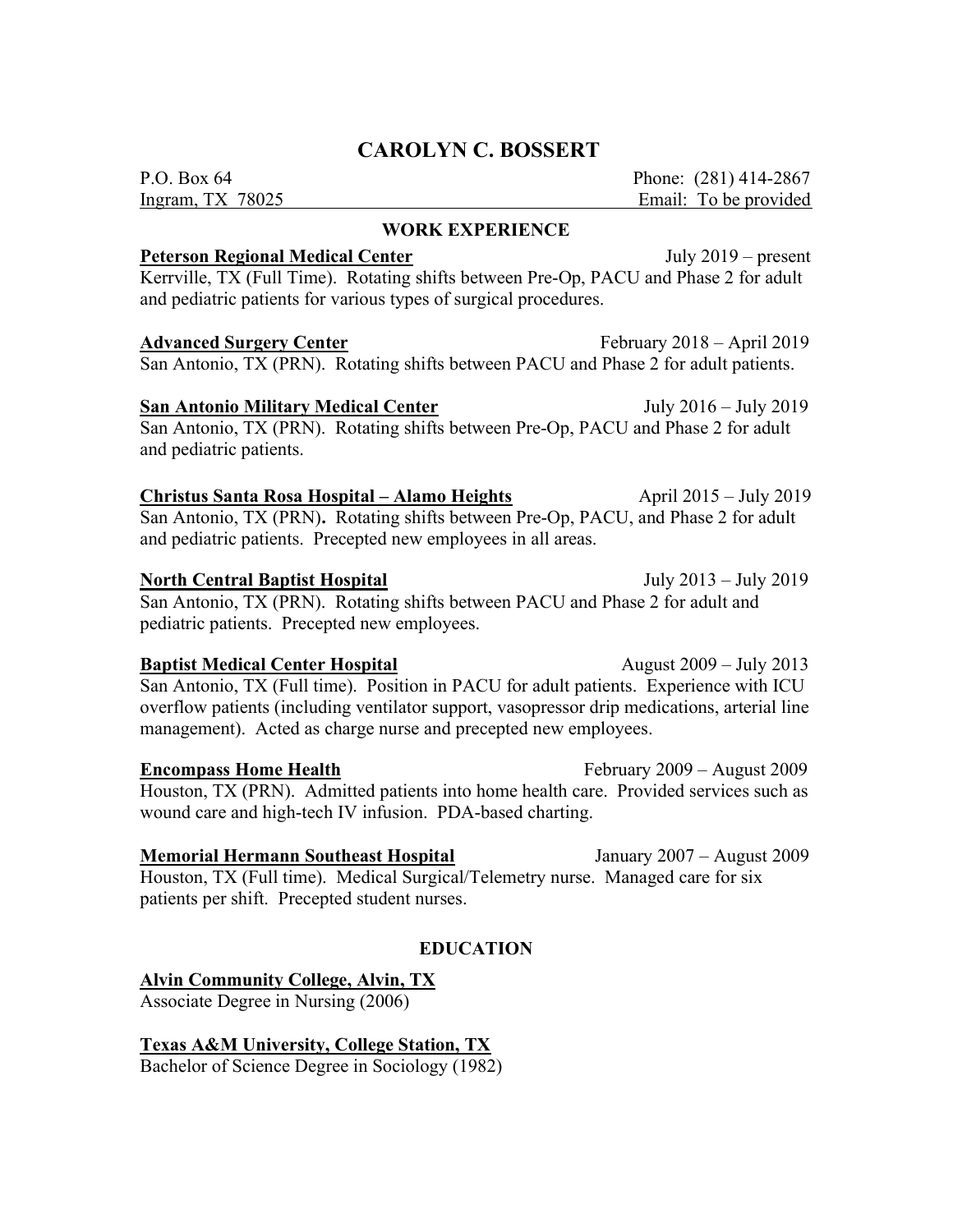# CAROLYN C. BOSSERT

P.O. Box 64
Ingram, TX 78025

Phone: (281) 414-2867
Email: To be provided

## WORK EXPERIENCE

**Peterson Regional Medical Center** July 2019 – present
Kerrville, TX (Full Time). Rotating shifts between Pre-Op, PACU and Phase 2 for adult and pediatric patients for various types of surgical procedures.

**Advanced Surgery Center** February 2018 – April 2019
San Antonio, TX (PRN). Rotating shifts between PACU and Phase 2 for adult patients.

**San Antonio Military Medical Center** July 2016 – July 2019
San Antonio, TX (PRN). Rotating shifts between Pre-Op, PACU and Phase 2 for adult and pediatric patients.

**Christus Santa Rosa Hospital – Alamo Heights** April 2015 – July 2019
San Antonio, TX (PRN). Rotating shifts between Pre-Op, PACU, and Phase 2 for adult and pediatric patients. Precepted new employees in all areas.

**North Central Baptist Hospital** July 2013 – July 2019
San Antonio, TX (PRN). Rotating shifts between PACU and Phase 2 for adult and pediatric patients. Precepted new employees.

**Baptist Medical Center Hospital** August 2009 – July 2013
San Antonio, TX (Full time). Position in PACU for adult patients. Experience with ICU overflow patients (including ventilator support, vasopressor drip medications, arterial line management). Acted as charge nurse and precepted new employees.

**Encompass Home Health** February 2009 – August 2009
Houston, TX (PRN). Admitted patients into home health care. Provided services such as wound care and high-tech IV infusion. PDA-based charting.

**Memorial Hermann Southeast Hospital** January 2007 – August 2009
Houston, TX (Full time). Medical Surgical/Telemetry nurse. Managed care for six patients per shift. Precepted student nurses.

## EDUCATION

**Alvin Community College, Alvin, TX**
Associate Degree in Nursing (2006)

**Texas A&M University, College Station, TX**
Bachelor of Science Degree in Sociology (1982)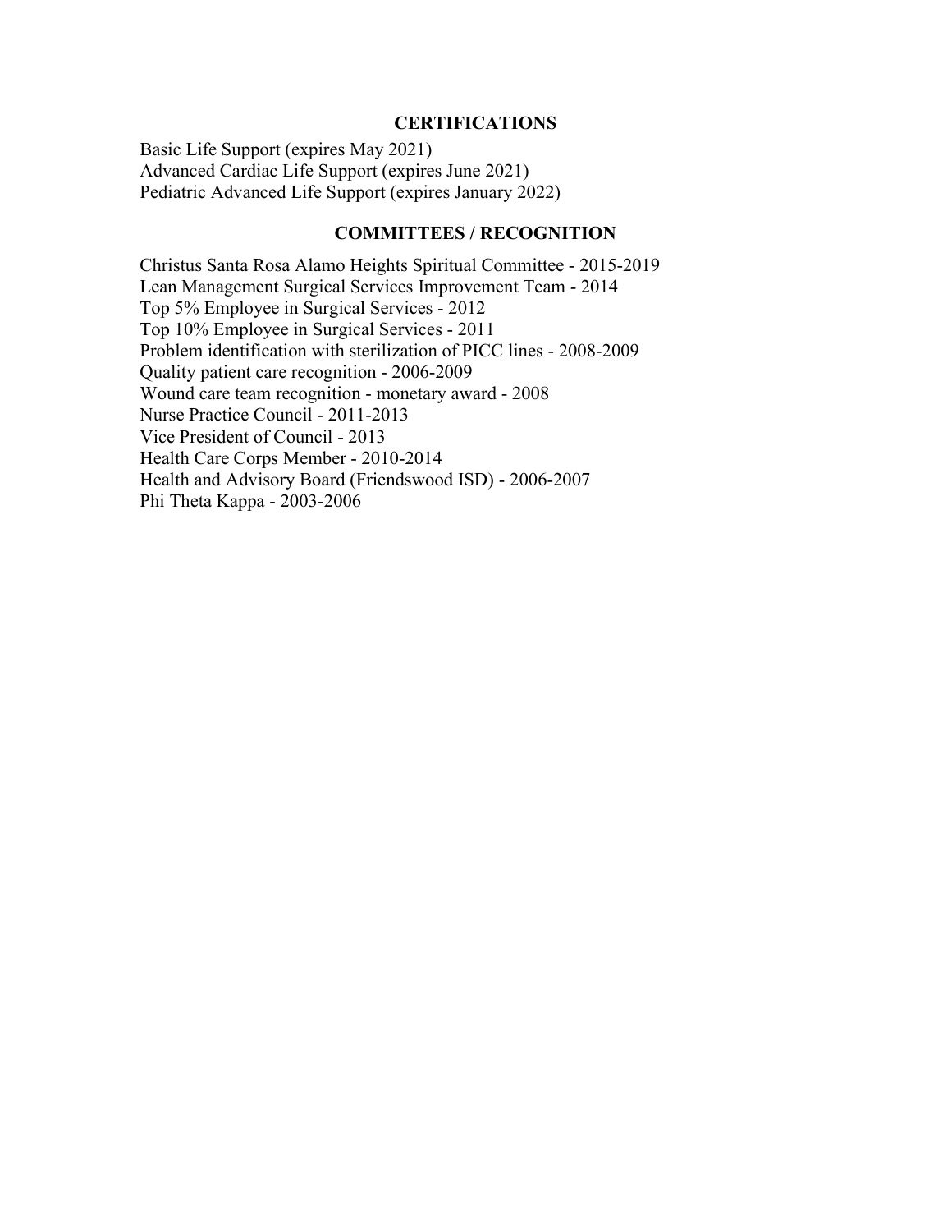## CERTIFICATIONS

Basic Life Support (expires May 2021)
Advanced Cardiac Life Support (expires June 2021)
Pediatric Advanced Life Support (expires January 2022)

## COMMITTEES / RECOGNITION

Christus Santa Rosa Alamo Heights Spiritual Committee - 2015-2019
Lean Management Surgical Services Improvement Team - 2014
Top 5% Employee in Surgical Services - 2012
Top 10% Employee in Surgical Services - 2011
Problem identification with sterilization of PICC lines - 2008-2009
Quality patient care recognition - 2006-2009
Wound care team recognition - monetary award - 2008
Nurse Practice Council - 2011-2013
Vice President of Council - 2013
Health Care Corps Member - 2010-2014
Health and Advisory Board (Friendswood ISD) - 2006-2007
Phi Theta Kappa - 2003-2006